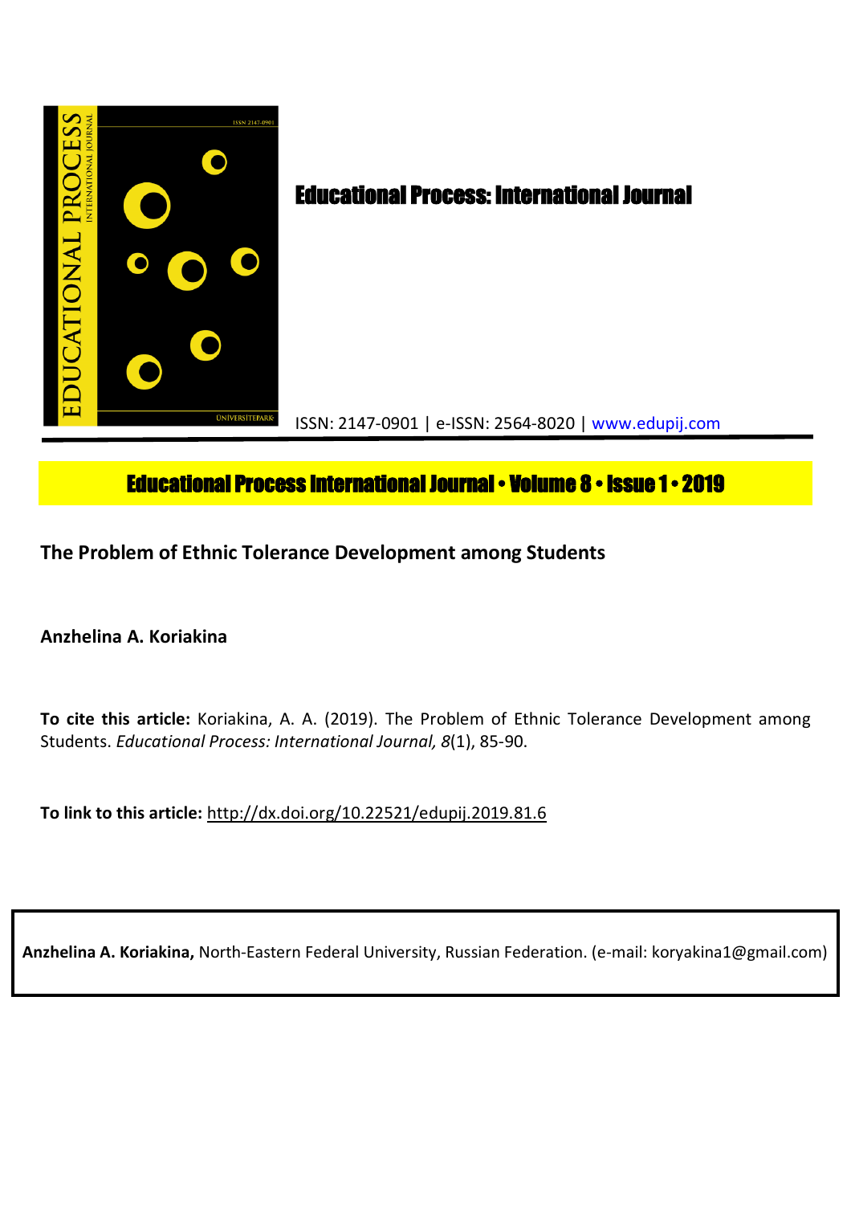# Educational Process: International Journal

ISSN: 2147-0901 | e-ISSN: 2564-8020 | www.edupij.com

**Educational Process International Journal • Volume 8 • Issue 1 • 2019**

## The Problem of Ethnic Tolerance Development among Students

**Anzhelina A. Koriakina**

**To cite this article:** Koriakina, A. A. (2019). The Problem of Ethnic Tolerance Development among Students. *Educational Process: International Journal, 8*(1), 85-90.

**To link to this article:** http://dx.doi.org/10.22521/edupij.2019.81.6

**Anzhelina A. Koriakina,** North-Eastern Federal University, Russian Federation. (e-mail: koryakina1@gmail.com)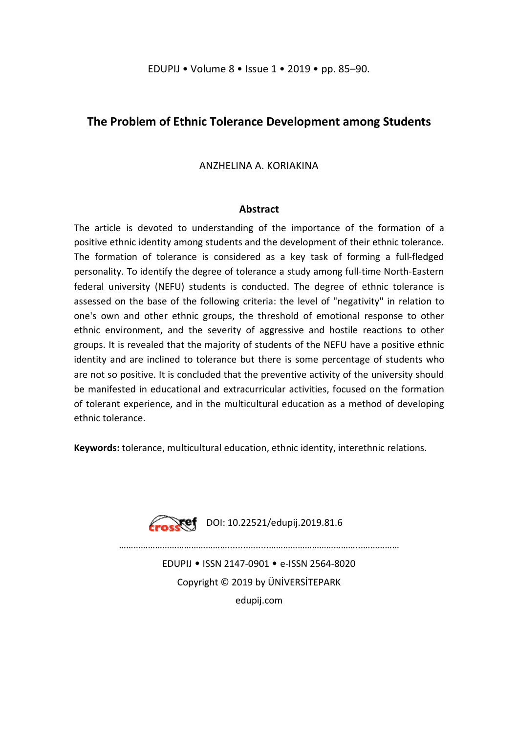# The Problem of Ethnic Tolerance Development among Students

ANZHELINA A. KORIAKINA

## Abstract

The article is devoted to understanding of the importance of the formation of a positive ethnic identity among students and the development of their ethnic tolerance. The formation of tolerance is considered as a key task of forming a full-fledged personality. To identify the degree of tolerance a study among full-time North-Eastern federal university (NEFU) students is conducted. The degree of ethnic tolerance is assessed on the base of the following criteria: the level of "negativity" in relation to one's own and other ethnic groups, the threshold of emotional response to other ethnic environment, and the severity of aggressive and hostile reactions to other groups. It is revealed that the majority of students of the NEFU have a positive ethnic identity and are inclined to tolerance but there is some percentage of students who are not so positive. It is concluded that the preventive activity of the university should be manifested in educational and extracurricular activities, focused on the formation of tolerant experience, and in the multicultural education as a method of developing ethnic tolerance.

**Keywords:** tolerance, multicultural education, ethnic identity, interethnic relations.

DOI: 10.22521/edupij.2019.81.6

EDUPIJ • ISSN 2147-0901 • e-ISSN 2564-8020

Copyright © 2019 by ÜNİVERSİTEPARK

edupij.com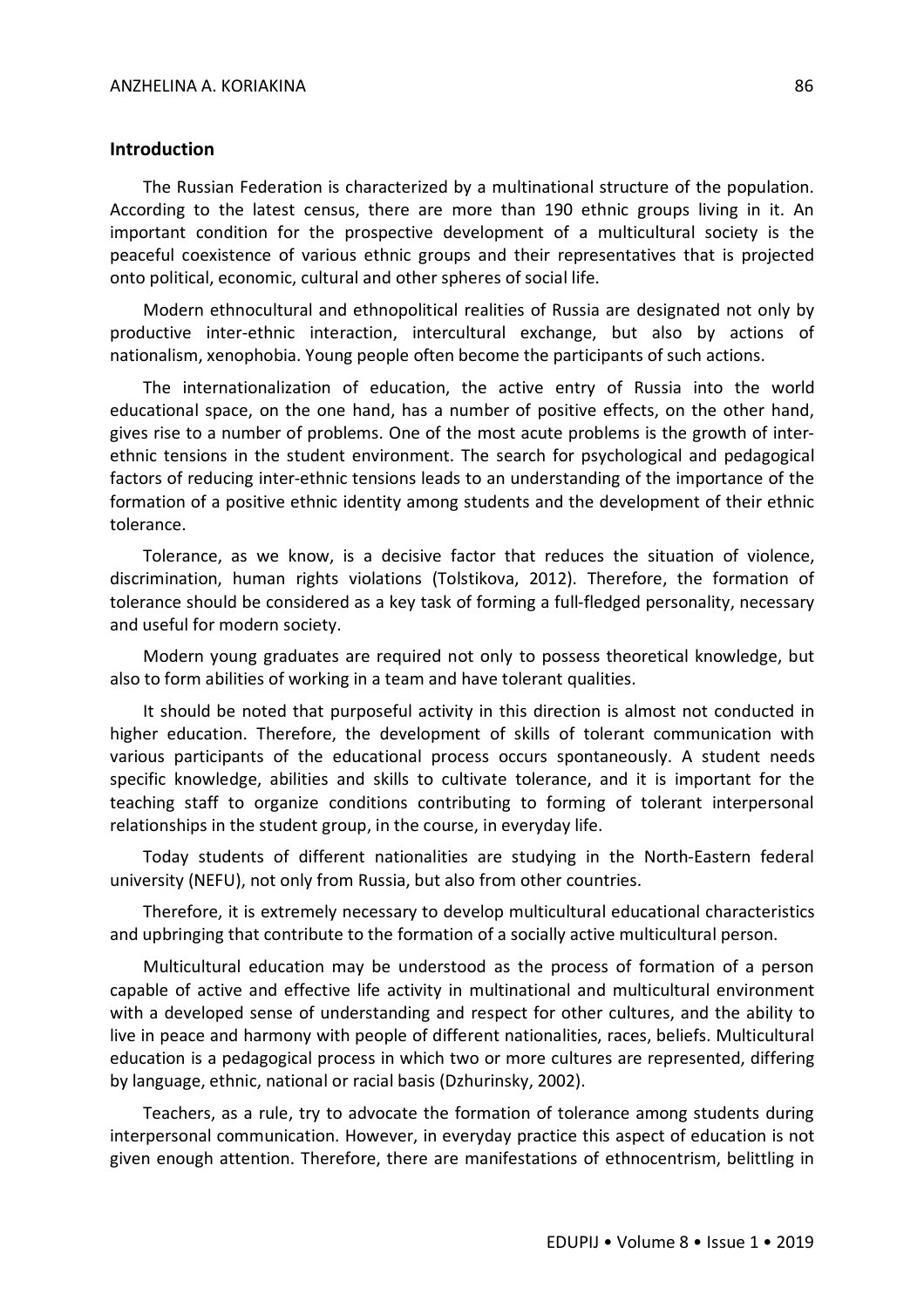## Introduction

The Russian Federation is characterized by a multinational structure of the population. According to the latest census, there are more than 190 ethnic groups living in it. An important condition for the prospective development of a multicultural society is the peaceful coexistence of various ethnic groups and their representatives that is projected onto political, economic, cultural and other spheres of social life.

Modern ethnocultural and ethnopolitical realities of Russia are designated not only by productive inter-ethnic interaction, intercultural exchange, but also by actions of nationalism, xenophobia. Young people often become the participants of such actions.

The internationalization of education, the active entry of Russia into the world educational space, on the one hand, has a number of positive effects, on the other hand, gives rise to a number of problems. One of the most acute problems is the growth of inter-ethnic tensions in the student environment. The search for psychological and pedagogical factors of reducing inter-ethnic tensions leads to an understanding of the importance of the formation of a positive ethnic identity among students and the development of their ethnic tolerance.

Tolerance, as we know, is a decisive factor that reduces the situation of violence, discrimination, human rights violations (Tolstikova, 2012). Therefore, the formation of tolerance should be considered as a key task of forming a full-fledged personality, necessary and useful for modern society.

Modern young graduates are required not only to possess theoretical knowledge, but also to form abilities of working in a team and have tolerant qualities.

It should be noted that purposeful activity in this direction is almost not conducted in higher education. Therefore, the development of skills of tolerant communication with various participants of the educational process occurs spontaneously. A student needs specific knowledge, abilities and skills to cultivate tolerance, and it is important for the teaching staff to organize conditions contributing to forming of tolerant interpersonal relationships in the student group, in the course, in everyday life.

Today students of different nationalities are studying in the North-Eastern federal university (NEFU), not only from Russia, but also from other countries.

Therefore, it is extremely necessary to develop multicultural educational characteristics and upbringing that contribute to the formation of a socially active multicultural person.

Multicultural education may be understood as the process of formation of a person capable of active and effective life activity in multinational and multicultural environment with a developed sense of understanding and respect for other cultures, and the ability to live in peace and harmony with people of different nationalities, races, beliefs. Multicultural education is a pedagogical process in which two or more cultures are represented, differing by language, ethnic, national or racial basis (Dzhurinsky, 2002).

Teachers, as a rule, try to advocate the formation of tolerance among students during interpersonal communication. However, in everyday practice this aspect of education is not given enough attention. Therefore, there are manifestations of ethnocentrism, belittling in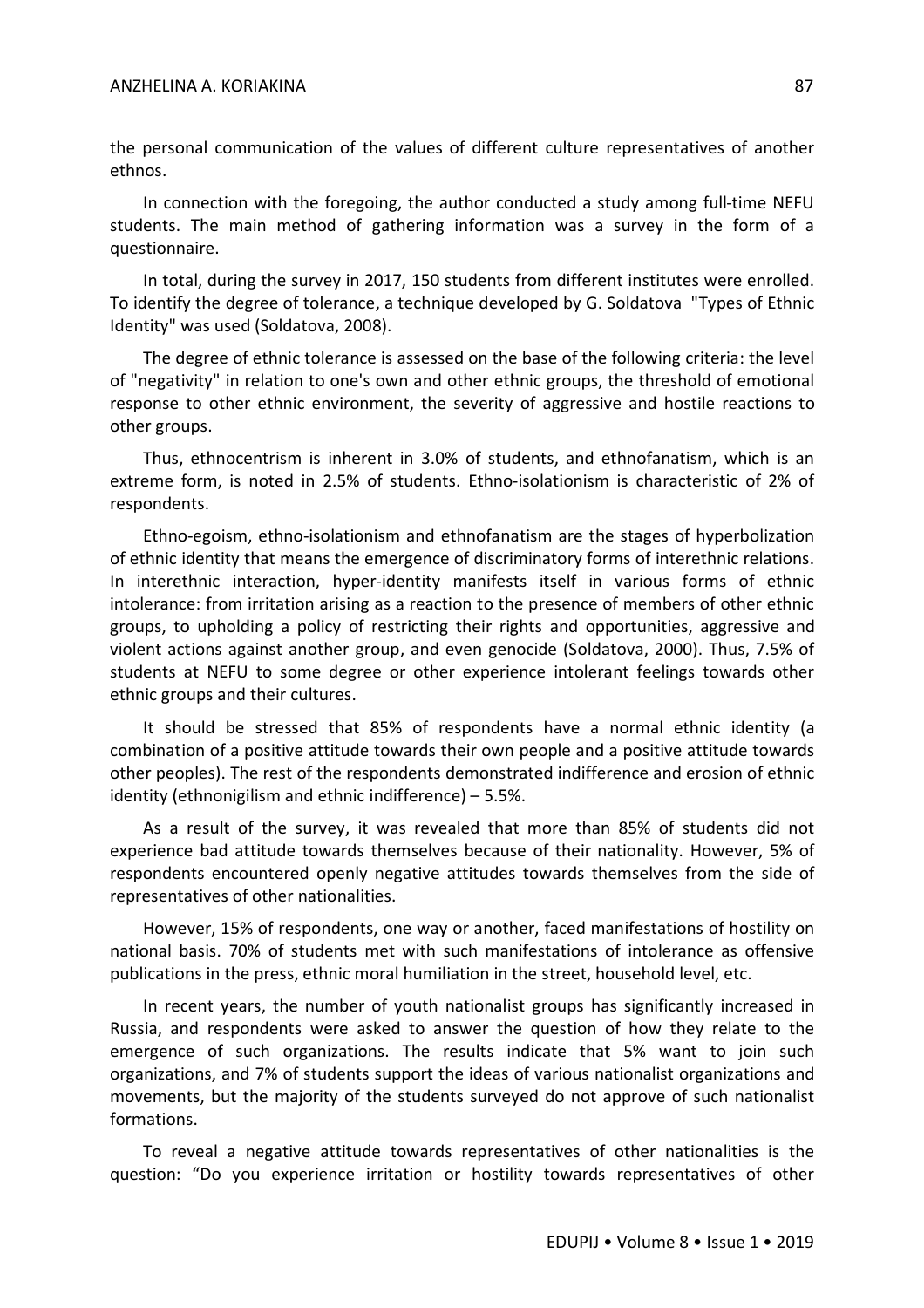the personal communication of the values of different culture representatives of another ethnos.

In connection with the foregoing, the author conducted a study among full-time NEFU students. The main method of gathering information was a survey in the form of a questionnaire.

In total, during the survey in 2017, 150 students from different institutes were enrolled. To identify the degree of tolerance, a technique developed by G. Soldatova "Types of Ethnic Identity" was used (Soldatova, 2008).

The degree of ethnic tolerance is assessed on the base of the following criteria: the level of "negativity" in relation to one's own and other ethnic groups, the threshold of emotional response to other ethnic environment, the severity of aggressive and hostile reactions to other groups.

Thus, ethnocentrism is inherent in 3.0% of students, and ethnofanatism, which is an extreme form, is noted in 2.5% of students. Ethno-isolationism is characteristic of 2% of respondents.

Ethno-egoism, ethno-isolationism and ethnofanatism are the stages of hyperbolization of ethnic identity that means the emergence of discriminatory forms of interethnic relations. In interethnic interaction, hyper-identity manifests itself in various forms of ethnic intolerance: from irritation arising as a reaction to the presence of members of other ethnic groups, to upholding a policy of restricting their rights and opportunities, aggressive and violent actions against another group, and even genocide (Soldatova, 2000). Thus, 7.5% of students at NEFU to some degree or other experience intolerant feelings towards other ethnic groups and their cultures.

It should be stressed that 85% of respondents have a normal ethnic identity (a combination of a positive attitude towards their own people and a positive attitude towards other peoples). The rest of the respondents demonstrated indifference and erosion of ethnic identity (ethnonigilism and ethnic indifference) – 5.5%.

As a result of the survey, it was revealed that more than 85% of students did not experience bad attitude towards themselves because of their nationality. However, 5% of respondents encountered openly negative attitudes towards themselves from the side of representatives of other nationalities.

However, 15% of respondents, one way or another, faced manifestations of hostility on national basis. 70% of students met with such manifestations of intolerance as offensive publications in the press, ethnic moral humiliation in the street, household level, etc.

In recent years, the number of youth nationalist groups has significantly increased in Russia, and respondents were asked to answer the question of how they relate to the emergence of such organizations. The results indicate that 5% want to join such organizations, and 7% of students support the ideas of various nationalist organizations and movements, but the majority of the students surveyed do not approve of such nationalist formations.

To reveal a negative attitude towards representatives of other nationalities is the question: "Do you experience irritation or hostility towards representatives of other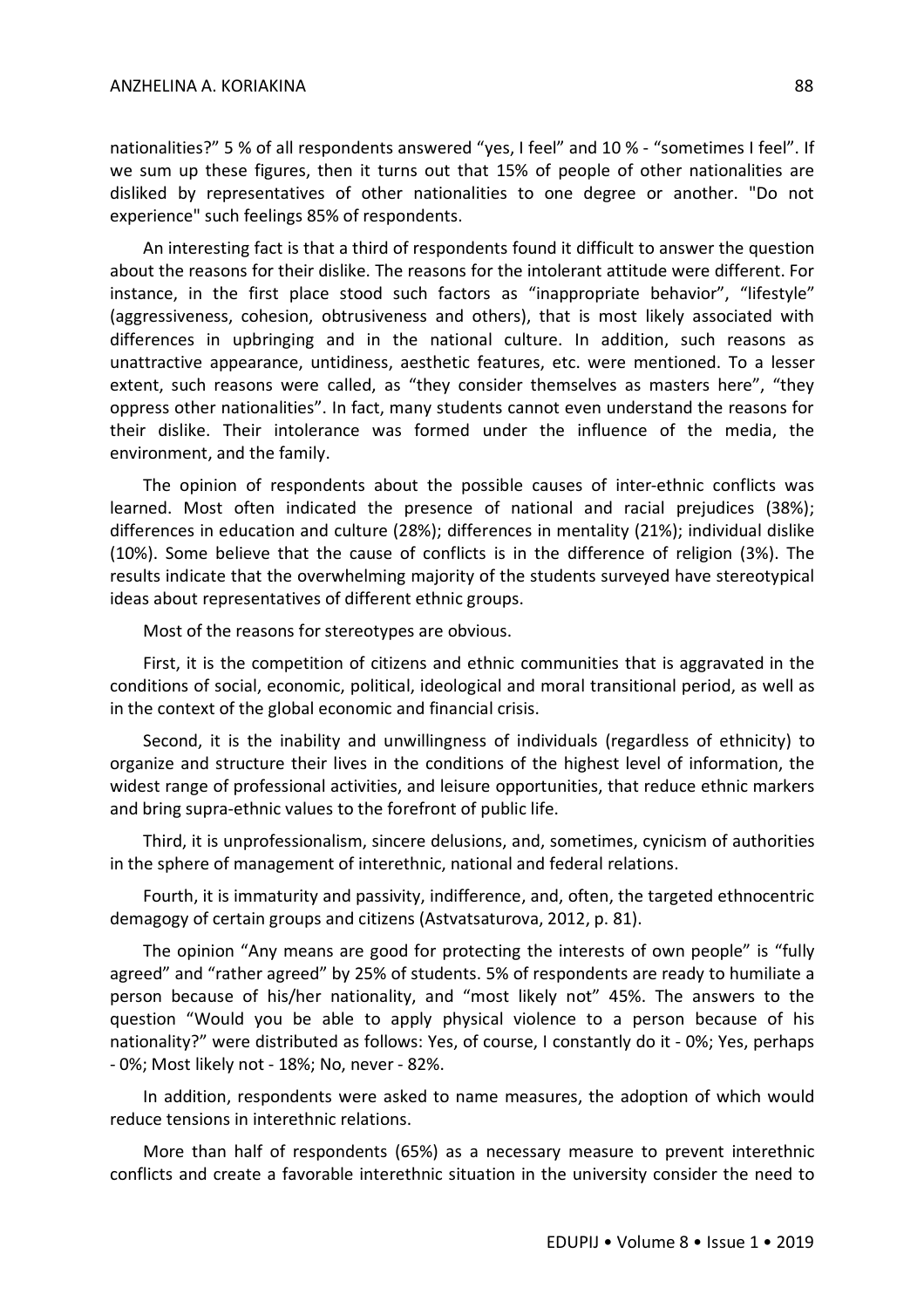nationalities?" 5 % of all respondents answered "yes, I feel" and 10 % - "sometimes I feel". If we sum up these figures, then it turns out that 15% of people of other nationalities are disliked by representatives of other nationalities to one degree or another. "Do not experience" such feelings 85% of respondents.

An interesting fact is that a third of respondents found it difficult to answer the question about the reasons for their dislike. The reasons for the intolerant attitude were different. For instance, in the first place stood such factors as "inappropriate behavior", "lifestyle" (aggressiveness, cohesion, obtrusiveness and others), that is most likely associated with differences in upbringing and in the national culture. In addition, such reasons as unattractive appearance, untidiness, aesthetic features, etc. were mentioned. To a lesser extent, such reasons were called, as "they consider themselves as masters here", "they oppress other nationalities". In fact, many students cannot even understand the reasons for their dislike. Their intolerance was formed under the influence of the media, the environment, and the family.

The opinion of respondents about the possible causes of inter-ethnic conflicts was learned. Most often indicated the presence of national and racial prejudices (38%); differences in education and culture (28%); differences in mentality (21%); individual dislike (10%). Some believe that the cause of conflicts is in the difference of religion (3%). The results indicate that the overwhelming majority of the students surveyed have stereotypical ideas about representatives of different ethnic groups.

Most of the reasons for stereotypes are obvious.

First, it is the competition of citizens and ethnic communities that is aggravated in the conditions of social, economic, political, ideological and moral transitional period, as well as in the context of the global economic and financial crisis.

Second, it is the inability and unwillingness of individuals (regardless of ethnicity) to organize and structure their lives in the conditions of the highest level of information, the widest range of professional activities, and leisure opportunities, that reduce ethnic markers and bring supra-ethnic values to the forefront of public life.

Third, it is unprofessionalism, sincere delusions, and, sometimes, cynicism of authorities in the sphere of management of interethnic, national and federal relations.

Fourth, it is immaturity and passivity, indifference, and, often, the targeted ethnocentric demagogy of certain groups and citizens (Astvatsaturova, 2012, p. 81).

The opinion "Any means are good for protecting the interests of own people" is "fully agreed" and "rather agreed" by 25% of students. 5% of respondents are ready to humiliate a person because of his/her nationality, and "most likely not" 45%. The answers to the question "Would you be able to apply physical violence to a person because of his nationality?" were distributed as follows: Yes, of course, I constantly do it - 0%; Yes, perhaps - 0%; Most likely not - 18%; No, never - 82%.

In addition, respondents were asked to name measures, the adoption of which would reduce tensions in interethnic relations.

More than half of respondents (65%) as a necessary measure to prevent interethnic conflicts and create a favorable interethnic situation in the university consider the need to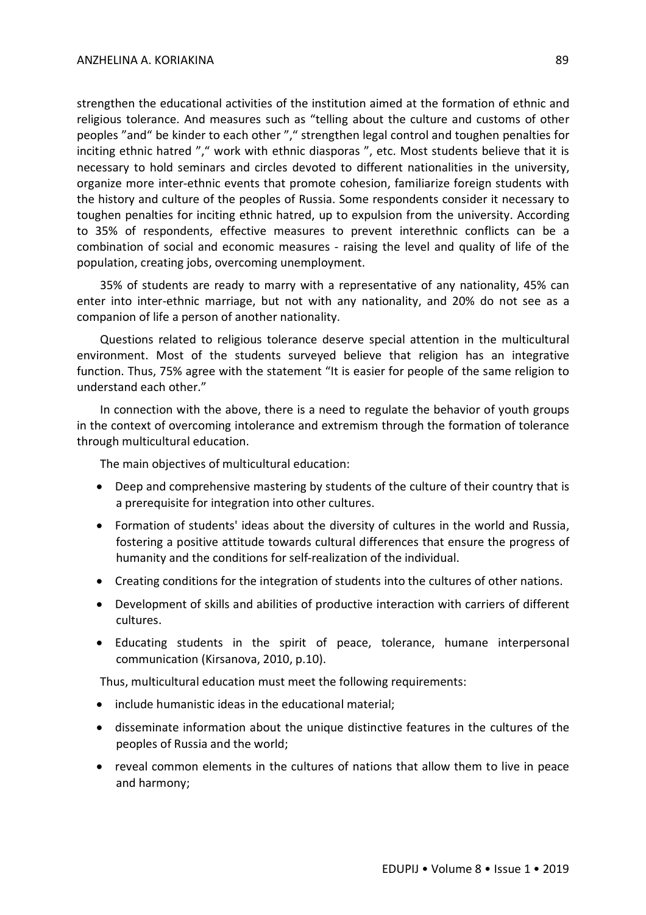strengthen the educational activities of the institution aimed at the formation of ethnic and religious tolerance. And measures such as "telling about the culture and customs of other peoples "and" be kinder to each other "," strengthen legal control and toughen penalties for inciting ethnic hatred "," work with ethnic diasporas ", etc. Most students believe that it is necessary to hold seminars and circles devoted to different nationalities in the university, organize more inter-ethnic events that promote cohesion, familiarize foreign students with the history and culture of the peoples of Russia. Some respondents consider it necessary to toughen penalties for inciting ethnic hatred, up to expulsion from the university. According to 35% of respondents, effective measures to prevent interethnic conflicts can be a combination of social and economic measures - raising the level and quality of life of the population, creating jobs, overcoming unemployment.

35% of students are ready to marry with a representative of any nationality, 45% can enter into inter-ethnic marriage, but not with any nationality, and 20% do not see as a companion of life a person of another nationality.

Questions related to religious tolerance deserve special attention in the multicultural environment. Most of the students surveyed believe that religion has an integrative function. Thus, 75% agree with the statement "It is easier for people of the same religion to understand each other."

In connection with the above, there is a need to regulate the behavior of youth groups in the context of overcoming intolerance and extremism through the formation of tolerance through multicultural education.

The main objectives of multicultural education:

- Deep and comprehensive mastering by students of the culture of their country that is a prerequisite for integration into other cultures.
- Formation of students' ideas about the diversity of cultures in the world and Russia, fostering a positive attitude towards cultural differences that ensure the progress of humanity and the conditions for self-realization of the individual.
- Creating conditions for the integration of students into the cultures of other nations.
- Development of skills and abilities of productive interaction with carriers of different cultures.
- Educating students in the spirit of peace, tolerance, humane interpersonal communication (Kirsanova, 2010, p.10).

Thus, multicultural education must meet the following requirements:

- include humanistic ideas in the educational material;
- disseminate information about the unique distinctive features in the cultures of the peoples of Russia and the world;
- reveal common elements in the cultures of nations that allow them to live in peace and harmony;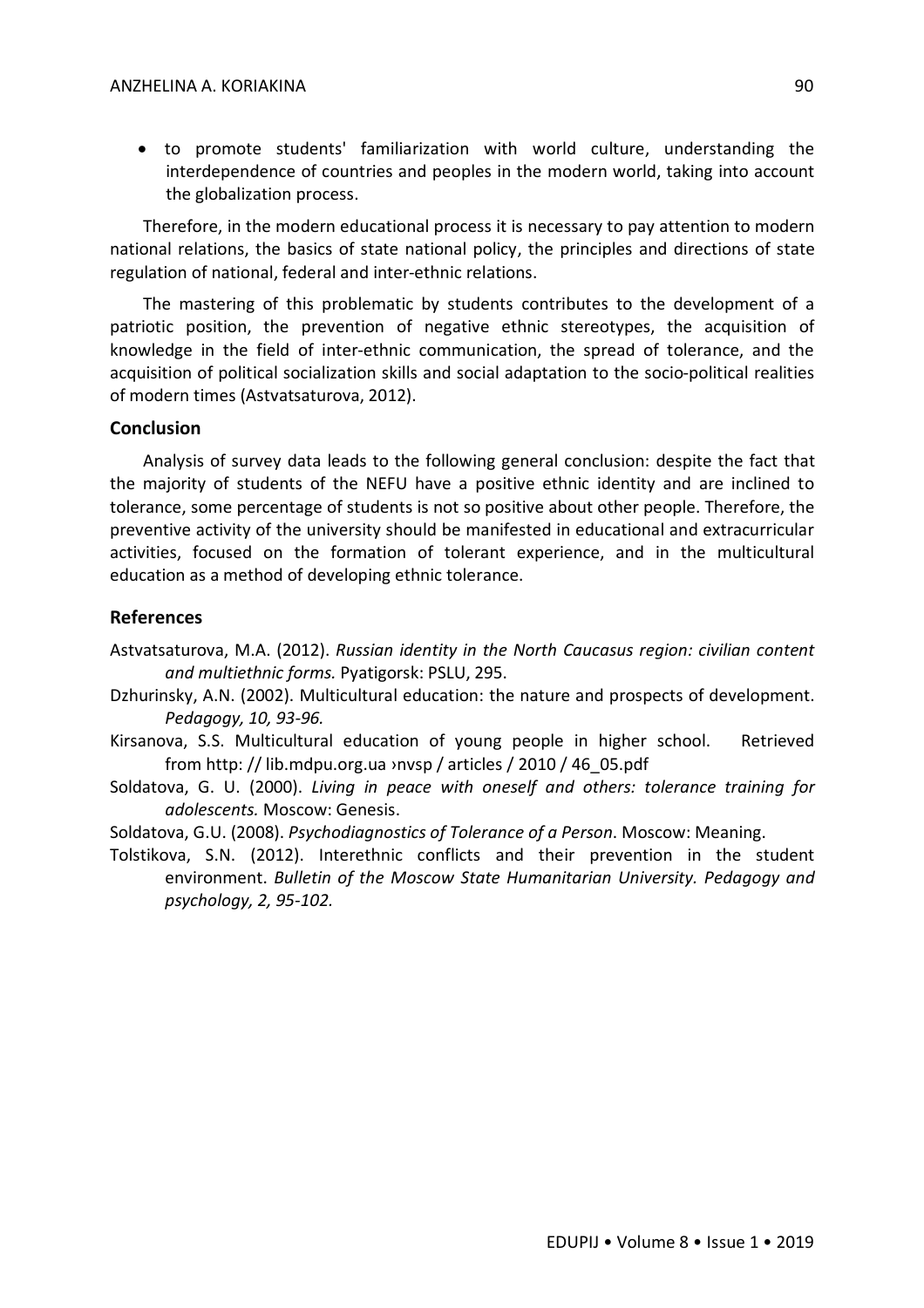- to promote students' familiarization with world culture, understanding the interdependence of countries and peoples in the modern world, taking into account the globalization process.

Therefore, in the modern educational process it is necessary to pay attention to modern national relations, the basics of state national policy, the principles and directions of state regulation of national, federal and inter-ethnic relations.

The mastering of this problematic by students contributes to the development of a patriotic position, the prevention of negative ethnic stereotypes, the acquisition of knowledge in the field of inter-ethnic communication, the spread of tolerance, and the acquisition of political socialization skills and social adaptation to the socio-political realities of modern times (Astvatsaturova, 2012).

## Conclusion

Analysis of survey data leads to the following general conclusion: despite the fact that the majority of students of the NEFU have a positive ethnic identity and are inclined to tolerance, some percentage of students is not so positive about other people. Therefore, the preventive activity of the university should be manifested in educational and extracurricular activities, focused on the formation of tolerant experience, and in the multicultural education as a method of developing ethnic tolerance.

## References

Astvatsaturova, M.A. (2012). *Russian identity in the North Caucasus region: civilian content and multiethnic forms.* Pyatigorsk: PSLU, 295.

Dzhurinsky, A.N. (2002). Multicultural education: the nature and prospects of development. *Pedagogy, 10, 93-96.*

Kirsanova, S.S. Multicultural education of young people in higher school. Retrieved from http: // lib.mdpu.org.ua ›nvsp / articles / 2010 / 46_05.pdf

Soldatova, G. U. (2000). *Living in peace with oneself and others: tolerance training for adolescents.* Moscow: Genesis.

Soldatova, G.U. (2008). *Psychodiagnostics of Tolerance of a Person*. Moscow: Meaning.

Tolstikova, S.N. (2012). Interethnic conflicts and their prevention in the student environment. *Bulletin of the Moscow State Humanitarian University. Pedagogy and psychology, 2, 95-102.*